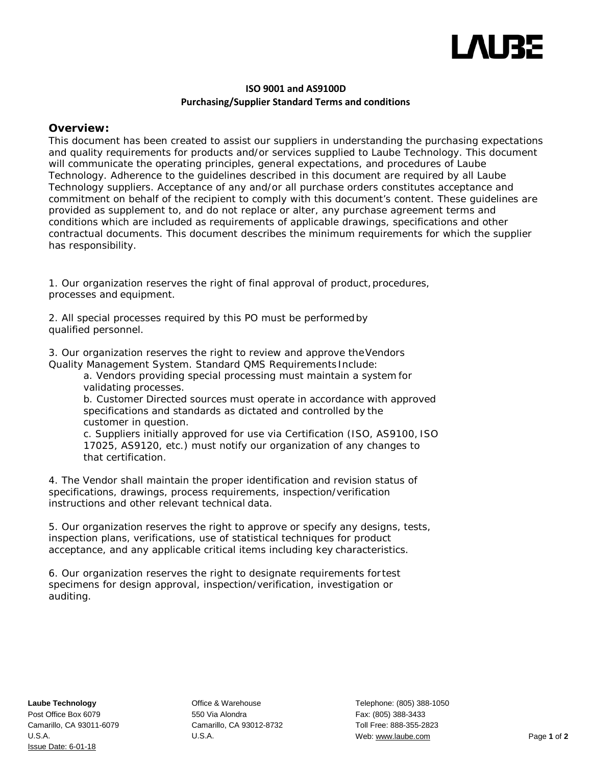# LAUBE

**ISO 9001 and AS9100D**
**Purchasing/Supplier Standard Terms and conditions**

## Overview:

This document has been created to assist our suppliers in understanding the purchasing expectations and quality requirements for products and/or services supplied to Laube Technology. This document will communicate the operating principles, general expectations, and procedures of Laube Technology. Adherence to the guidelines described in this document are required by all Laube Technology suppliers. Acceptance of any and/or all purchase orders constitutes acceptance and commitment on behalf of the recipient to comply with this document's content. These guidelines are provided as supplement to, and do not replace or alter, any purchase agreement terms and conditions which are included as requirements of applicable drawings, specifications and other contractual documents. This document describes the minimum requirements for which the supplier has responsibility.

1. Our organization reserves the right of final approval of product, procedures, processes and equipment.

2. All special processes required by this PO must be performed by qualified personnel.

3. Our organization reserves the right to review and approve the Vendors Quality Management System. Standard QMS Requirements Include:
   a. Vendors providing special processing must maintain a system for validating processes.
   b. Customer Directed sources must operate in accordance with approved specifications and standards as dictated and controlled by the customer in question.
   c. Suppliers initially approved for use via Certification (ISO, AS9100, ISO 17025, AS9120, etc.) must notify our organization of any changes to that certification.

4. The Vendor shall maintain the proper identification and revision status of specifications, drawings, process requirements, inspection/verification instructions and other relevant technical data.

5. Our organization reserves the right to approve or specify any designs, tests, inspection plans, verifications, use of statistical techniques for product acceptance, and any applicable critical items including key characteristics.

6. Our organization reserves the right to designate requirements for test specimens for design approval, inspection/verification, investigation or auditing.

**Laube Technology**
Post Office Box 6079
Camarillo, CA 93011-6079
U.S.A.
Issue Date: 6-01-18

Office & Warehouse
550 Via Alondra
Camarillo, CA 93012-8732
U.S.A.

Telephone: (805) 388-1050
Fax: (805) 388-3433
Toll Free: 888-355-2823
Web: www.laube.com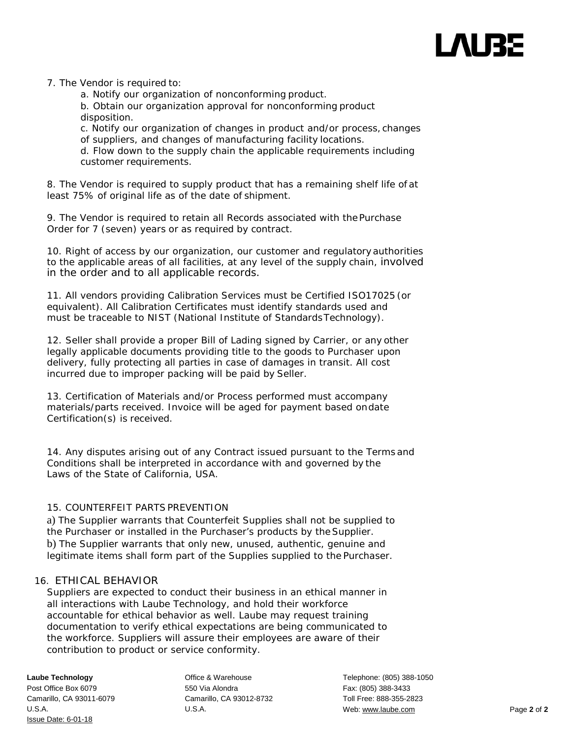7. The Vendor is required to:
   a. Notify our organization of nonconforming product.
   b. Obtain our organization approval for nonconforming product disposition.
   c. Notify our organization of changes in product and/or process, changes of suppliers, and changes of manufacturing facility locations.
   d. Flow down to the supply chain the applicable requirements including customer requirements.

8. The Vendor is required to supply product that has a remaining shelf life of at least 75% of original life as of the date of shipment.

9. The Vendor is required to retain all Records associated with the Purchase Order for 7 (seven) years or as required by contract.

10. Right of access by our organization, our customer and regulatory authorities to the applicable areas of all facilities, at any level of the supply chain, involved in the order and to all applicable records.

11. All vendors providing Calibration Services must be Certified ISO17025 (or equivalent). All Calibration Certificates must identify standards used and must be traceable to NIST (National Institute of Standards Technology).

12. Seller shall provide a proper Bill of Lading signed by Carrier, or any other legally applicable documents providing title to the goods to Purchaser upon delivery, fully protecting all parties in case of damages in transit. All cost incurred due to improper packing will be paid by Seller.

13. Certification of Materials and/or Process performed must accompany materials/parts received. Invoice will be aged for payment based on date Certification(s) is received.

14. Any disputes arising out of any Contract issued pursuant to the Terms and Conditions shall be interpreted in accordance with and governed by the Laws of the State of California, USA.

15. COUNTERFEIT PARTS PREVENTION

a) The Supplier warrants that Counterfeit Supplies shall not be supplied to the Purchaser or installed in the Purchaser's products by the Supplier.
b) The Supplier warrants that only new, unused, authentic, genuine and legitimate items shall form part of the Supplies supplied to the Purchaser.

16. ETHICAL BEHAVIOR

Suppliers are expected to conduct their business in an ethical manner in all interactions with Laube Technology, and hold their workforce accountable for ethical behavior as well. Laube may request training documentation to verify ethical expectations are being communicated to the workforce. Suppliers will assure their employees are aware of their contribution to product or service conformity.

**Laube Technology**
Post Office Box 6079
Camarillo, CA 93011-6079
U.S.A.
Issue Date: 6-01-18

Office & Warehouse
550 Via Alondra
Camarillo, CA 93012-8732
U.S.A.

Telephone: (805) 388-1050
Fax: (805) 388-3433
Toll Free: 888-355-2823
Web: www.laube.com